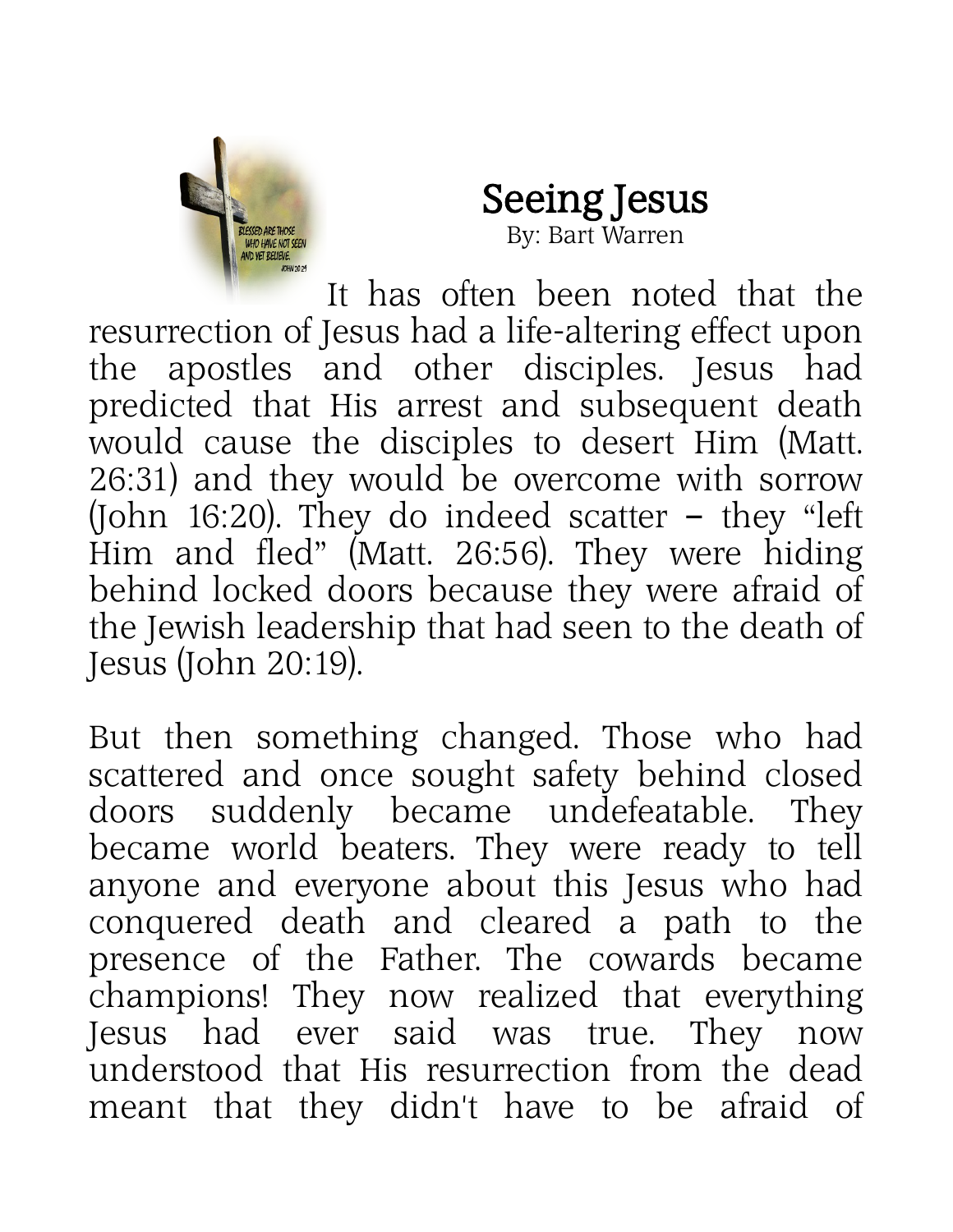# Seeing Jesus

By: Bart Warren

It has often been noted that the resurrection of Jesus had a life-altering effect upon the apostles and other disciples. Jesus had predicted that His arrest and subsequent death would cause the disciples to desert Him (Matt. 26:31) and they would be overcome with sorrow (John 16:20). They do indeed scatter – they "left Him and fled" (Matt. 26:56). They were hiding behind locked doors because they were afraid of the Jewish leadership that had seen to the death of Jesus (John 20:19).

But then something changed. Those who had scattered and once sought safety behind closed doors suddenly became undefeatable. They became world beaters. They were ready to tell anyone and everyone about this Jesus who had conquered death and cleared a path to the presence of the Father. The cowards became champions! They now realized that everything Jesus had ever said was true. They now understood that His resurrection from the dead meant that they didn't have to be afraid of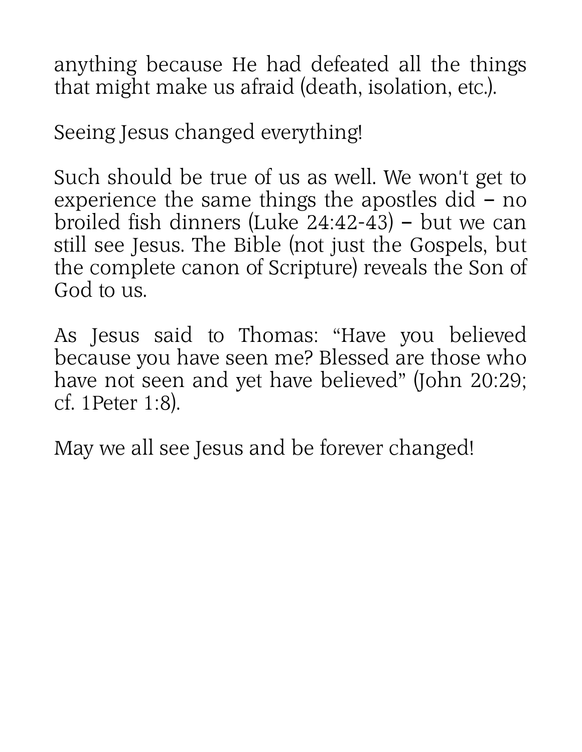anything because He had defeated all the things that might make us afraid (death, isolation, etc.).

Seeing Jesus changed everything!

Such should be true of us as well. We won't get to experience the same things the apostles did – no broiled fish dinners (Luke 24:42-43) – but we can still see Jesus. The Bible (not just the Gospels, but the complete canon of Scripture) reveals the Son of God to us.

As Jesus said to Thomas: "Have you believed because you have seen me? Blessed are those who have not seen and yet have believed" (John 20:29; cf. 1Peter 1:8).

May we all see Jesus and be forever changed!